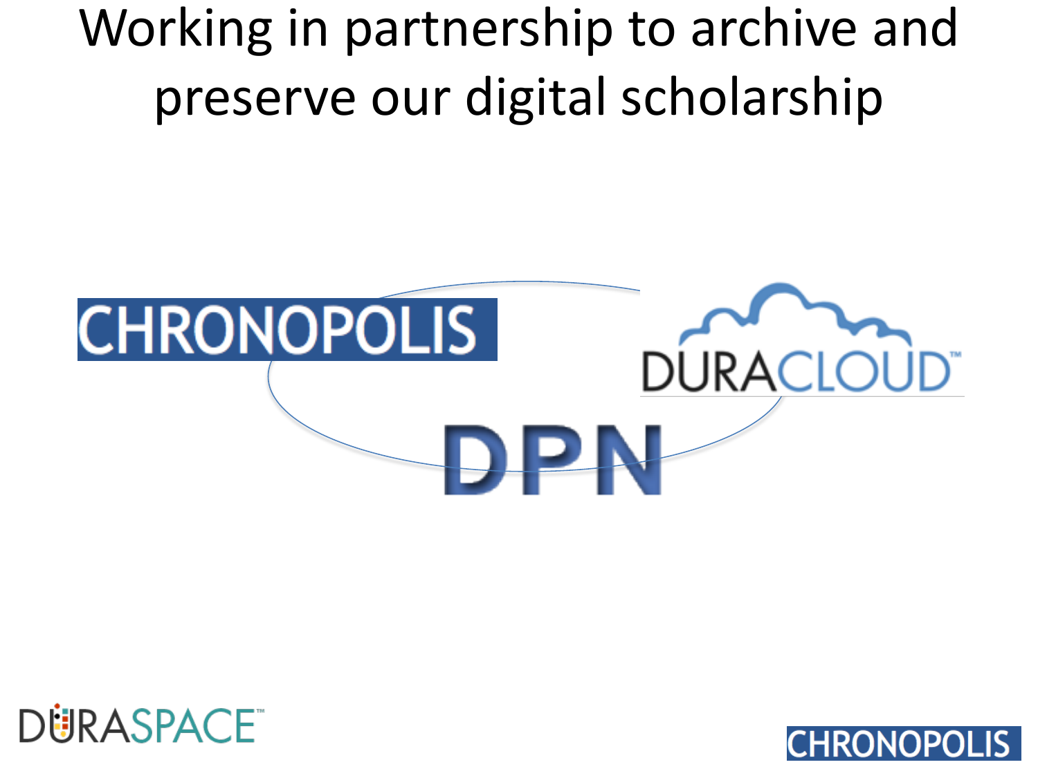# Working in partnership to archive and preserve our digital scholarship

CHRONOPOLIS

DURACLOUD™

DPN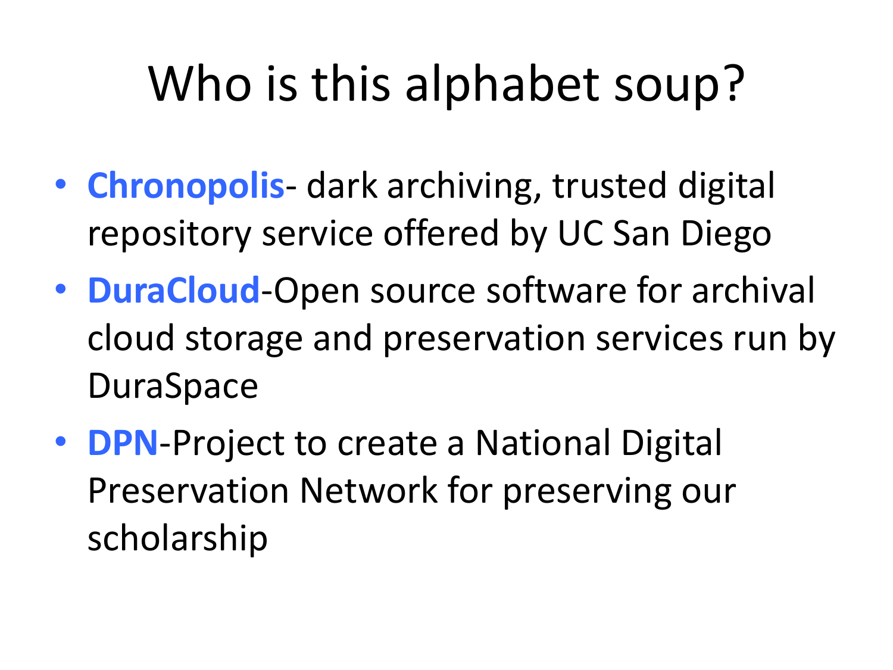# Who is this alphabet soup?

- **Chronopolis**- dark archiving, trusted digital repository service offered by UC San Diego
- **DuraCloud**-Open source software for archival cloud storage and preservation services run by DuraSpace
- **DPN**-Project to create a National Digital Preservation Network for preserving our scholarship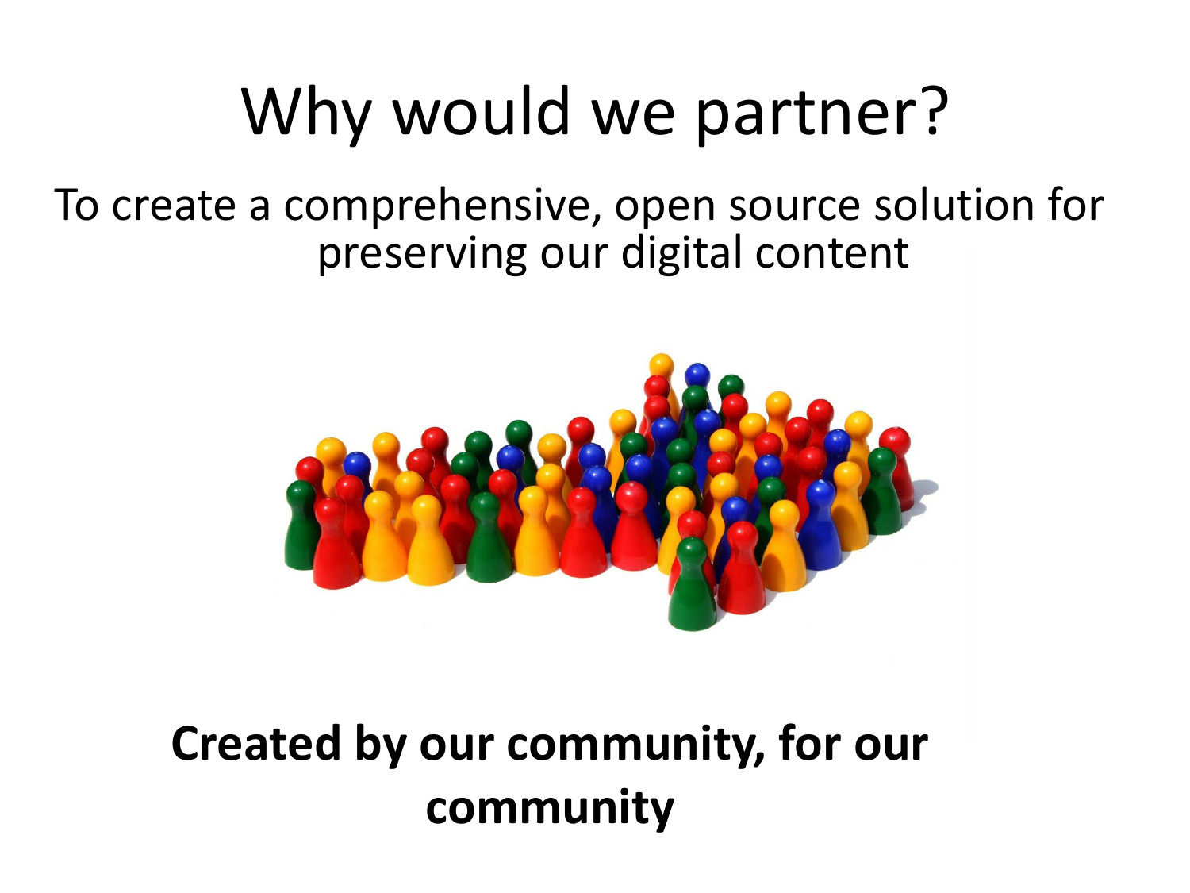# Why would we partner?

To create a comprehensive, open source solution for preserving our digital content

**Created by our community, for our community**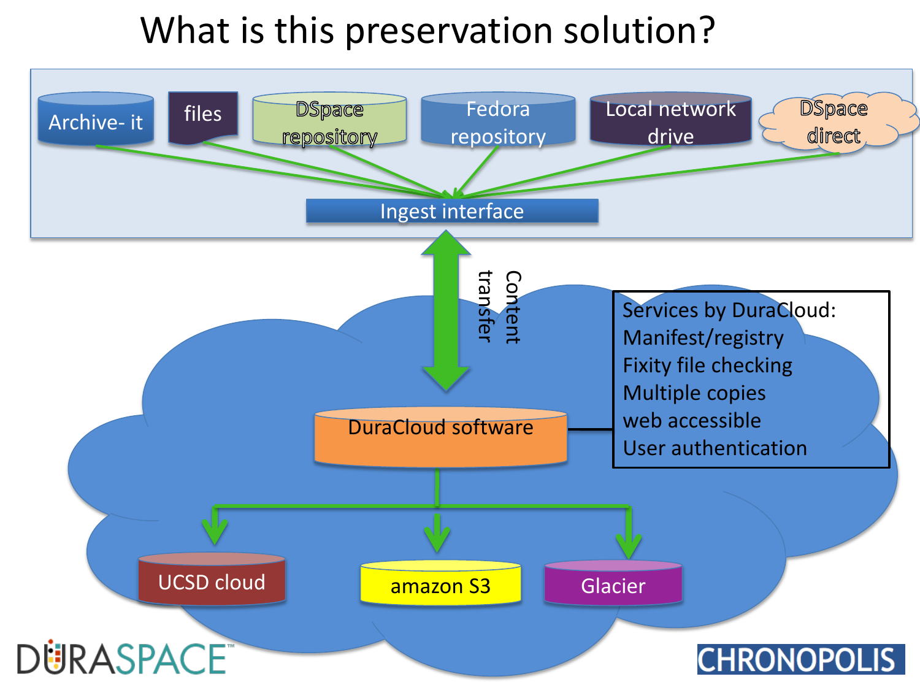# What is this preservation solution?

Archive- it

files

DSpace repository

Fedora repository

Local network drive

DSpace direct

Ingest interface

Content transfer

DuraCloud software

Services by DuraCloud:
Manifest/registry
Fixity file checking
Multiple copies
web accessible
User authentication

UCSD cloud

amazon S3

Glacier

DURASPACE

CHRONOPOLIS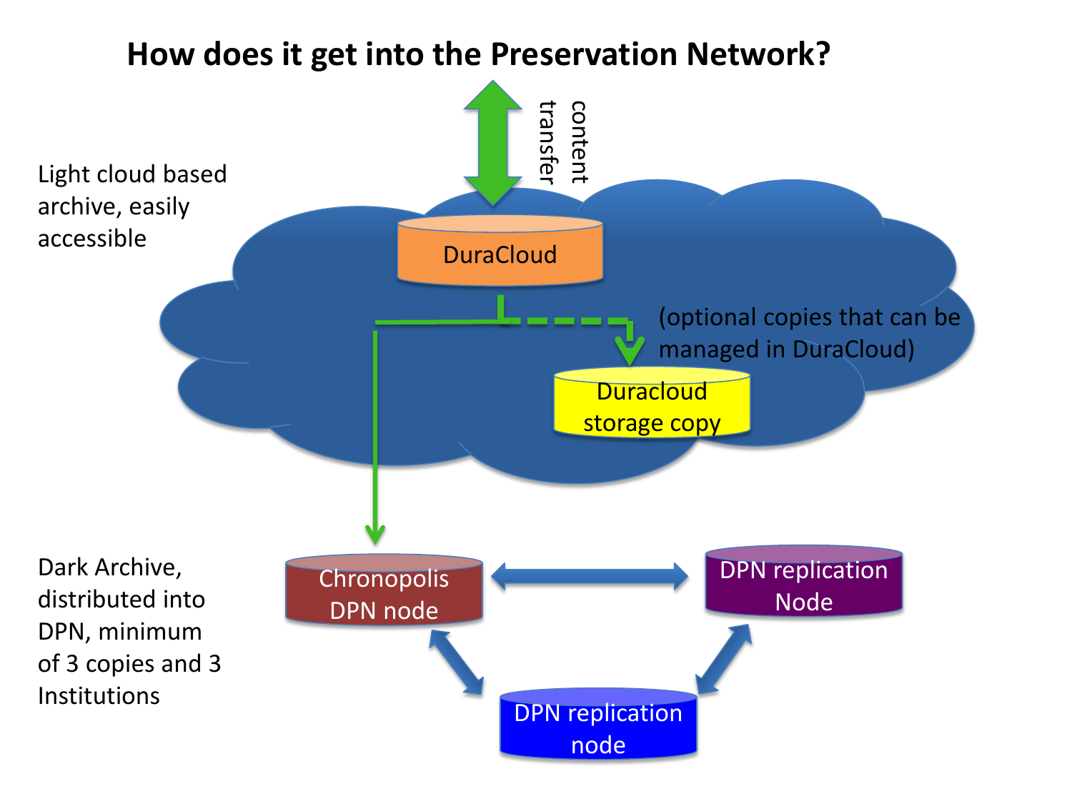# How does it get into the Preservation Network?

content transfer

Light cloud based archive, easily accessible

DuraCloud

(optional copies that can be managed in DuraCloud)

Duracloud storage copy

Dark Archive, distributed into DPN, minimum of 3 copies and 3 Institutions

Chronopolis DPN node

DPN replication Node

DPN replication node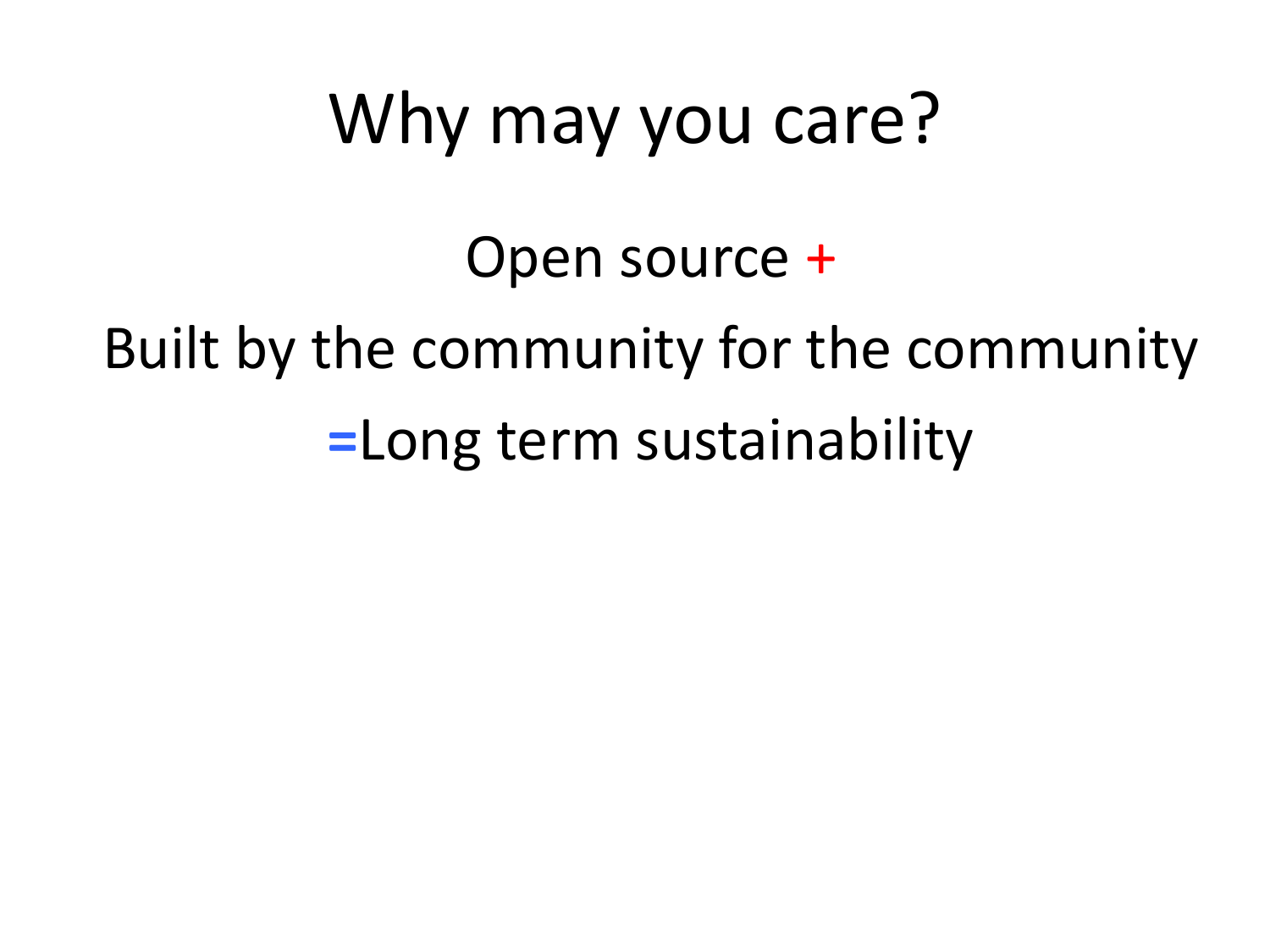# Why may you care?

Open source +

Built by the community for the community

=Long term sustainability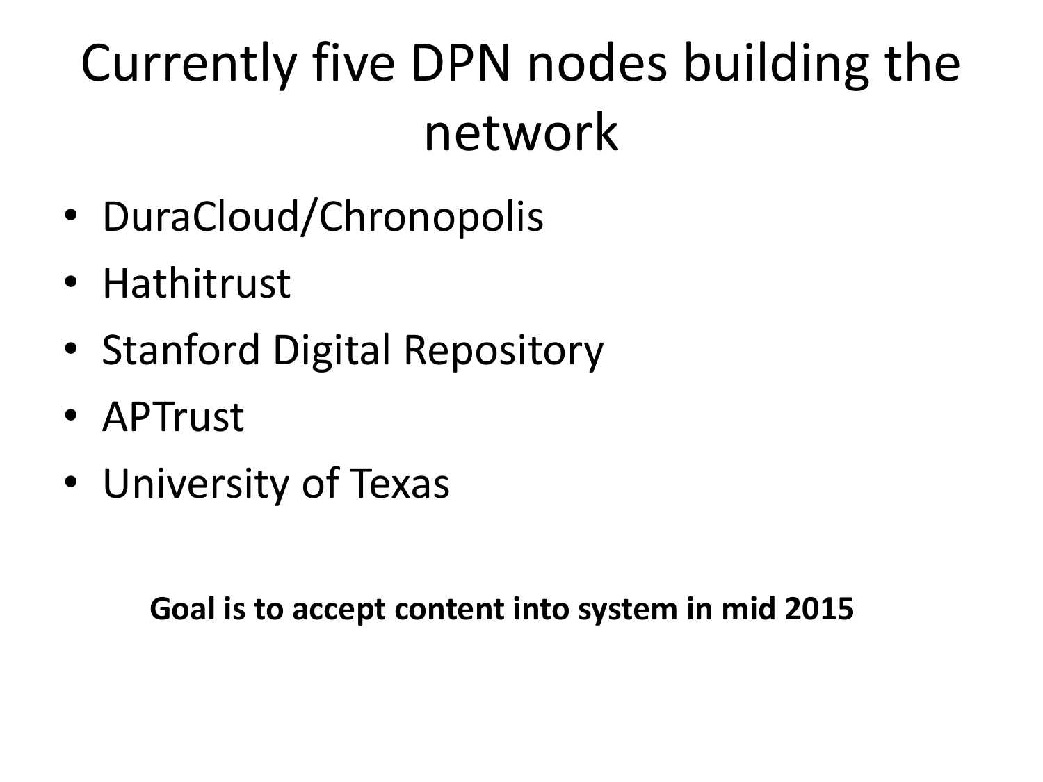# Currently five DPN nodes building the network

- DuraCloud/Chronopolis
- Hathitrust
- Stanford Digital Repository
- APTrust
- University of Texas

**Goal is to accept content into system in mid 2015**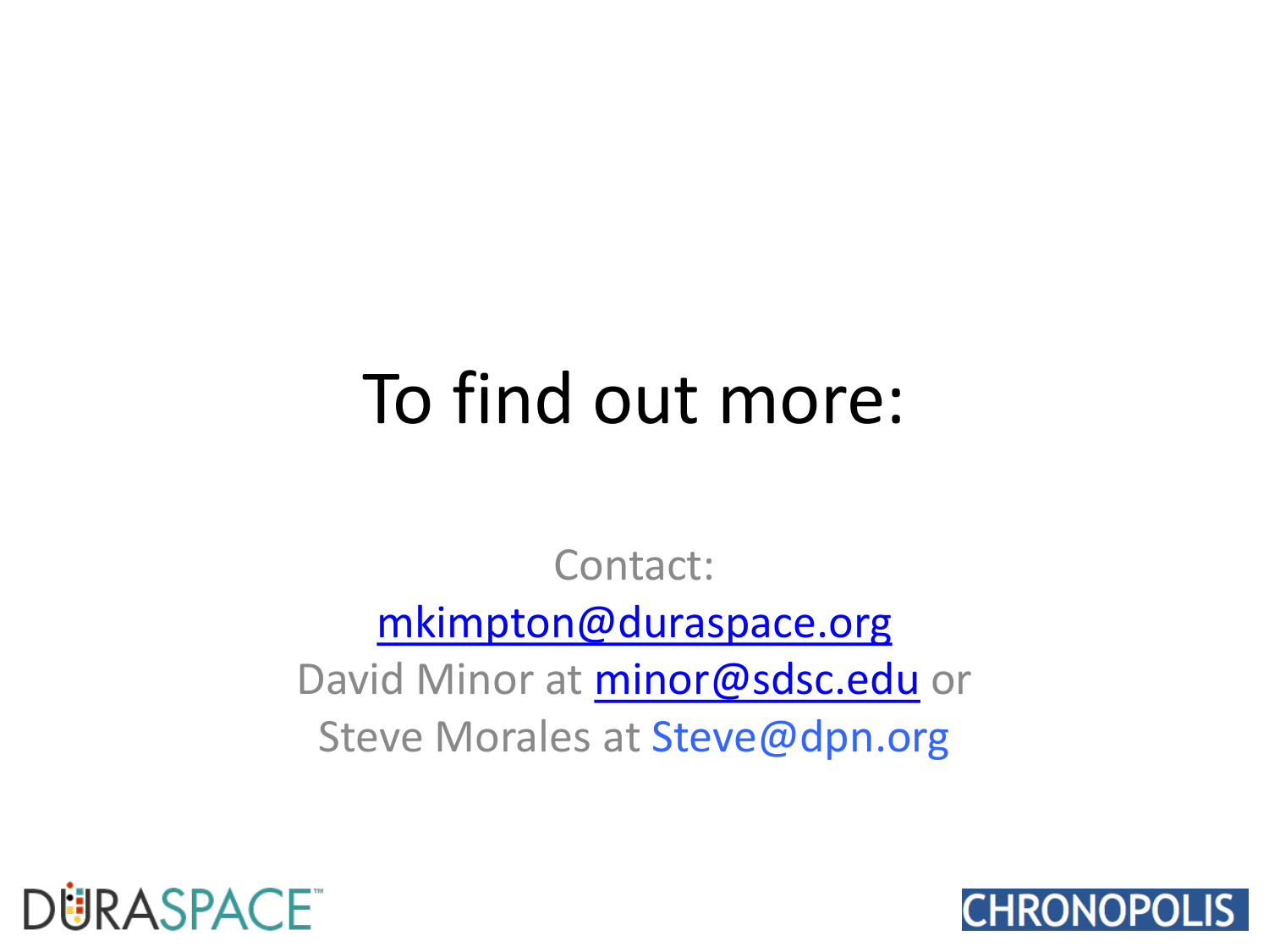# To find out more:

Contact:

mkimpton@duraspace.org

David Minor at minor@sdsc.edu or

Steve Morales at Steve@dpn.org

DURASPACE™

CHRONOPOLIS